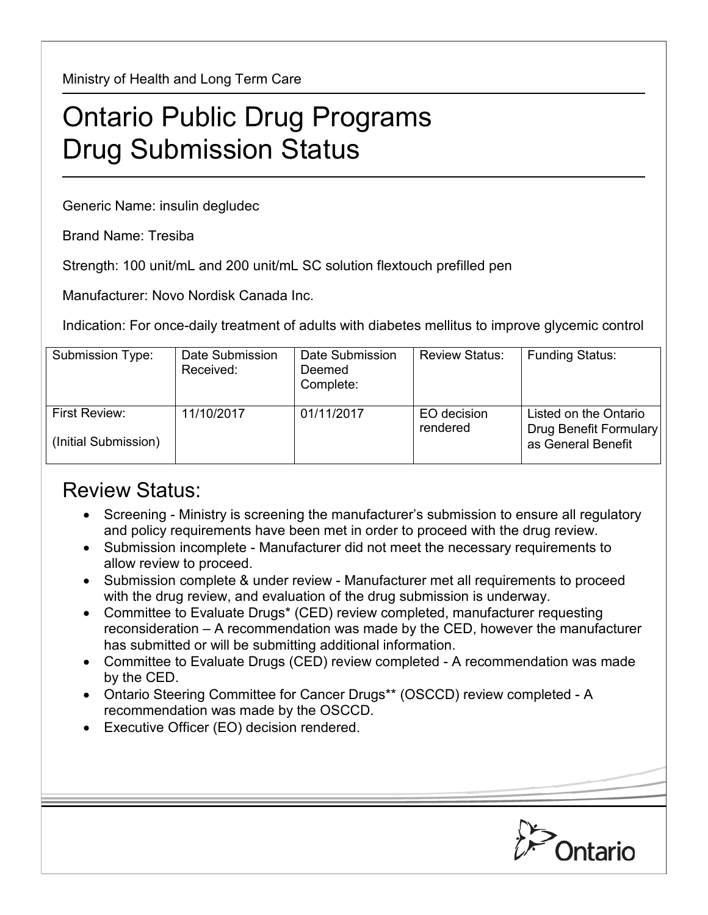Ministry of Health and Long Term Care

# Ontario Public Drug Programs
# Drug Submission Status

Generic Name: insulin degludec

Brand Name: Tresiba

Strength: 100 unit/mL and 200 unit/mL SC solution flextouch prefilled pen

Manufacturer: Novo Nordisk Canada Inc.

Indication: For once-daily treatment of adults with diabetes mellitus to improve glycemic control

| Submission Type: | Date Submission Received: | Date Submission Deemed Complete: | Review Status: | Funding Status: |
|---|---|---|---|---|
| First Review: (Initial Submission) | 11/10/2017 | 01/11/2017 | EO decision rendered | Listed on the Ontario Drug Benefit Formulary as General Benefit |

## Review Status:

- Screening - Ministry is screening the manufacturer's submission to ensure all regulatory and policy requirements have been met in order to proceed with the drug review.
- Submission incomplete - Manufacturer did not meet the necessary requirements to allow review to proceed.
- Submission complete & under review - Manufacturer met all requirements to proceed with the drug review, and evaluation of the drug submission is underway.
- Committee to Evaluate Drugs* (CED) review completed, manufacturer requesting reconsideration – A recommendation was made by the CED, however the manufacturer has submitted or will be submitting additional information.
- Committee to Evaluate Drugs (CED) review completed - A recommendation was made by the CED.
- Ontario Steering Committee for Cancer Drugs** (OSCCD) review completed - A recommendation was made by the OSCCD.
- Executive Officer (EO) decision rendered.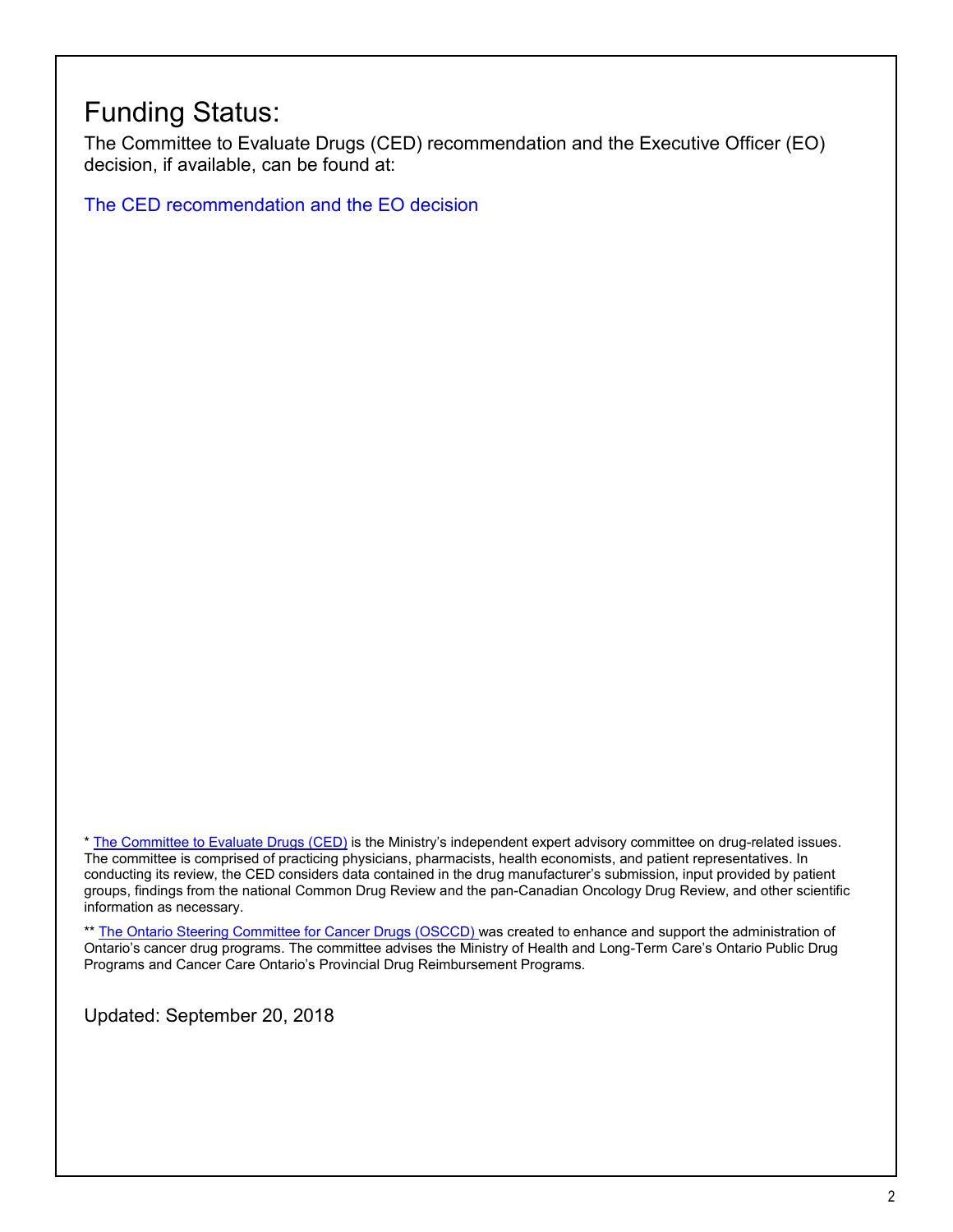# Funding Status:

The Committee to Evaluate Drugs (CED) recommendation and the Executive Officer (EO) decision, if available, can be found at:

The CED recommendation and the EO decision

* The Committee to Evaluate Drugs (CED) is the Ministry's independent expert advisory committee on drug-related issues. The committee is comprised of practicing physicians, pharmacists, health economists, and patient representatives. In conducting its review, the CED considers data contained in the drug manufacturer's submission, input provided by patient groups, findings from the national Common Drug Review and the pan-Canadian Oncology Drug Review, and other scientific information as necessary.

** The Ontario Steering Committee for Cancer Drugs (OSCCD) was created to enhance and support the administration of Ontario's cancer drug programs. The committee advises the Ministry of Health and Long-Term Care's Ontario Public Drug Programs and Cancer Care Ontario's Provincial Drug Reimbursement Programs.

Updated: September 20, 2018